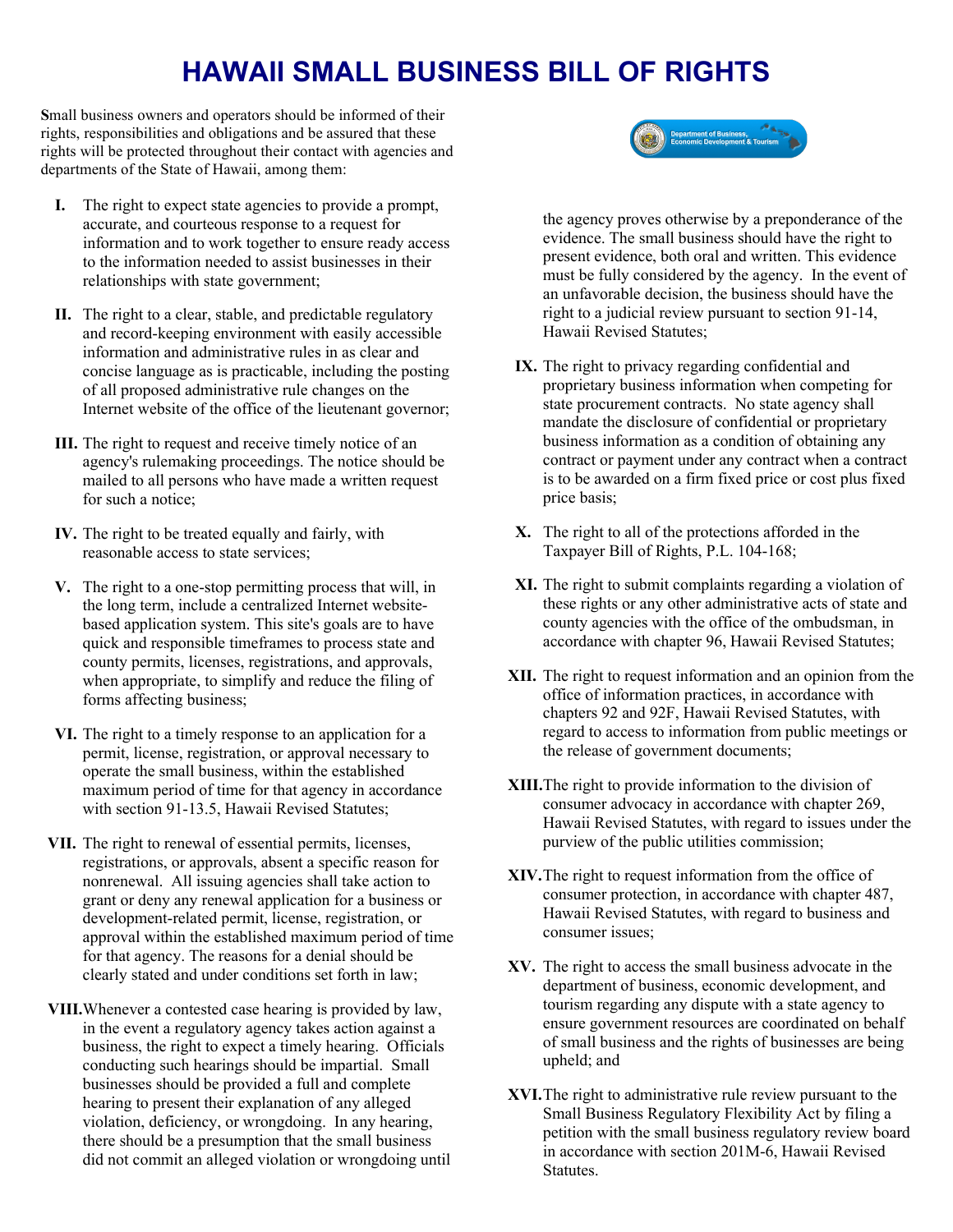# HAWAII SMALL BUSINESS BILL OF RIGHTS

Small business owners and operators should be informed of their rights, responsibilities and obligations and be assured that these rights will be protected throughout their contact with agencies and departments of the State of Hawaii, among them:

I. The right to expect state agencies to provide a prompt, accurate, and courteous response to a request for information and to work together to ensure ready access to the information needed to assist businesses in their relationships with state government;

II. The right to a clear, stable, and predictable regulatory and record-keeping environment with easily accessible information and administrative rules in as clear and concise language as is practicable, including the posting of all proposed administrative rule changes on the Internet website of the office of the lieutenant governor;

III. The right to request and receive timely notice of an agency's rulemaking proceedings. The notice should be mailed to all persons who have made a written request for such a notice;

IV. The right to be treated equally and fairly, with reasonable access to state services;

V. The right to a one-stop permitting process that will, in the long term, include a centralized Internet website-based application system. This site's goals are to have quick and responsible timeframes to process state and county permits, licenses, registrations, and approvals, when appropriate, to simplify and reduce the filing of forms affecting business;

VI. The right to a timely response to an application for a permit, license, registration, or approval necessary to operate the small business, within the established maximum period of time for that agency in accordance with section 91-13.5, Hawaii Revised Statutes;

VII. The right to renewal of essential permits, licenses, registrations, or approvals, absent a specific reason for nonrenewal. All issuing agencies shall take action to grant or deny any renewal application for a business or development-related permit, license, registration, or approval within the established maximum period of time for that agency. The reasons for a denial should be clearly stated and under conditions set forth in law;

VIII. Whenever a contested case hearing is provided by law, in the event a regulatory agency takes action against a business, the right to expect a timely hearing. Officials conducting such hearings should be impartial. Small businesses should be provided a full and complete hearing to present their explanation of any alleged violation, deficiency, or wrongdoing. In any hearing, there should be a presumption that the small business did not commit an alleged violation or wrongdoing until the agency proves otherwise by a preponderance of the evidence. The small business should have the right to present evidence, both oral and written. This evidence must be fully considered by the agency. In the event of an unfavorable decision, the business should have the right to a judicial review pursuant to section 91-14, Hawaii Revised Statutes;

IX. The right to privacy regarding confidential and proprietary business information when competing for state procurement contracts. No state agency shall mandate the disclosure of confidential or proprietary business information as a condition of obtaining any contract or payment under any contract when a contract is to be awarded on a firm fixed price or cost plus fixed price basis;

X. The right to all of the protections afforded in the Taxpayer Bill of Rights, P.L. 104-168;

XI. The right to submit complaints regarding a violation of these rights or any other administrative acts of state and county agencies with the office of the ombudsman, in accordance with chapter 96, Hawaii Revised Statutes;

XII. The right to request information and an opinion from the office of information practices, in accordance with chapters 92 and 92F, Hawaii Revised Statutes, with regard to access to information from public meetings or the release of government documents;

XIII. The right to provide information to the division of consumer advocacy in accordance with chapter 269, Hawaii Revised Statutes, with regard to issues under the purview of the public utilities commission;

XIV. The right to request information from the office of consumer protection, in accordance with chapter 487, Hawaii Revised Statutes, with regard to business and consumer issues;

XV. The right to access the small business advocate in the department of business, economic development, and tourism regarding any dispute with a state agency to ensure government resources are coordinated on behalf of small business and the rights of businesses are being upheld; and

XVI. The right to administrative rule review pursuant to the Small Business Regulatory Flexibility Act by filing a petition with the small business regulatory review board in accordance with section 201M-6, Hawaii Revised Statutes.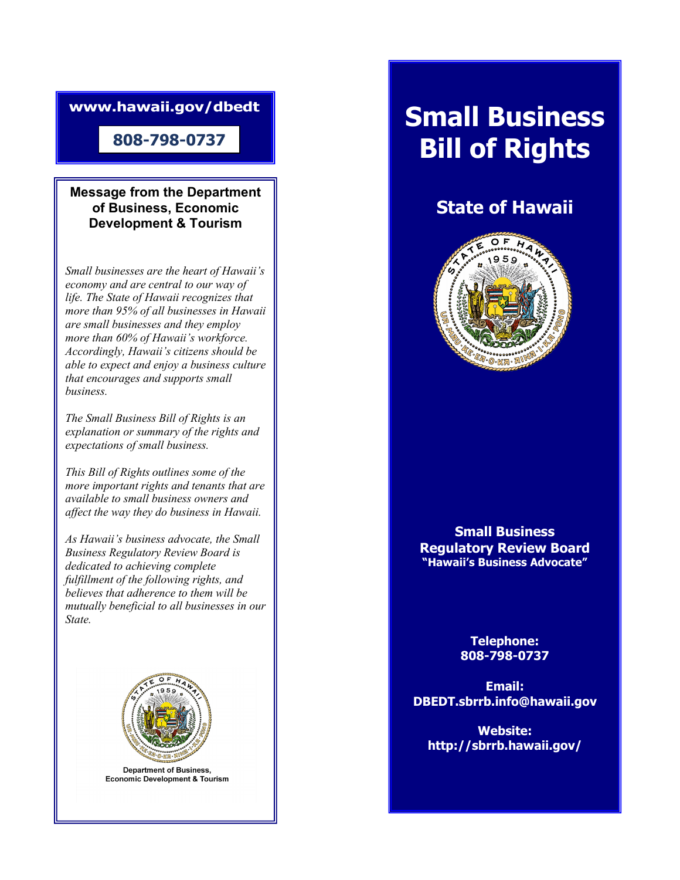**www.hawaii.gov/dbedt**

**808-798-0737**

### Message from the Department of Business, Economic Development & Tourism

*Small businesses are the heart of Hawaii's economy and are central to our way of life. The State of Hawaii recognizes that more than 95% of all businesses in Hawaii are small businesses and they employ more than 60% of Hawaii's workforce. Accordingly, Hawaii's citizens should be able to expect and enjoy a business culture that encourages and supports small business.*

*The Small Business Bill of Rights is an explanation or summary of the rights and expectations of small business.*

*This Bill of Rights outlines some of the more important rights and tenants that are available to small business owners and affect the way they do business in Hawaii.*

*As Hawaii's business advocate, the Small Business Regulatory Review Board is dedicated to achieving complete fulfillment of the following rights, and believes that adherence to them will be mutually beneficial to all businesses in our State.*

Department of Business, Economic Development & Tourism

# Small Business Bill of Rights

## State of Hawaii

**Small Business Regulatory Review Board**
**"Hawaii's Business Advocate"**

**Telephone:**
**808-798-0737**

**Email:**
**DBEDT.sbrrb.info@hawaii.gov**

**Website:**
**http://sbrrb.hawaii.gov/**